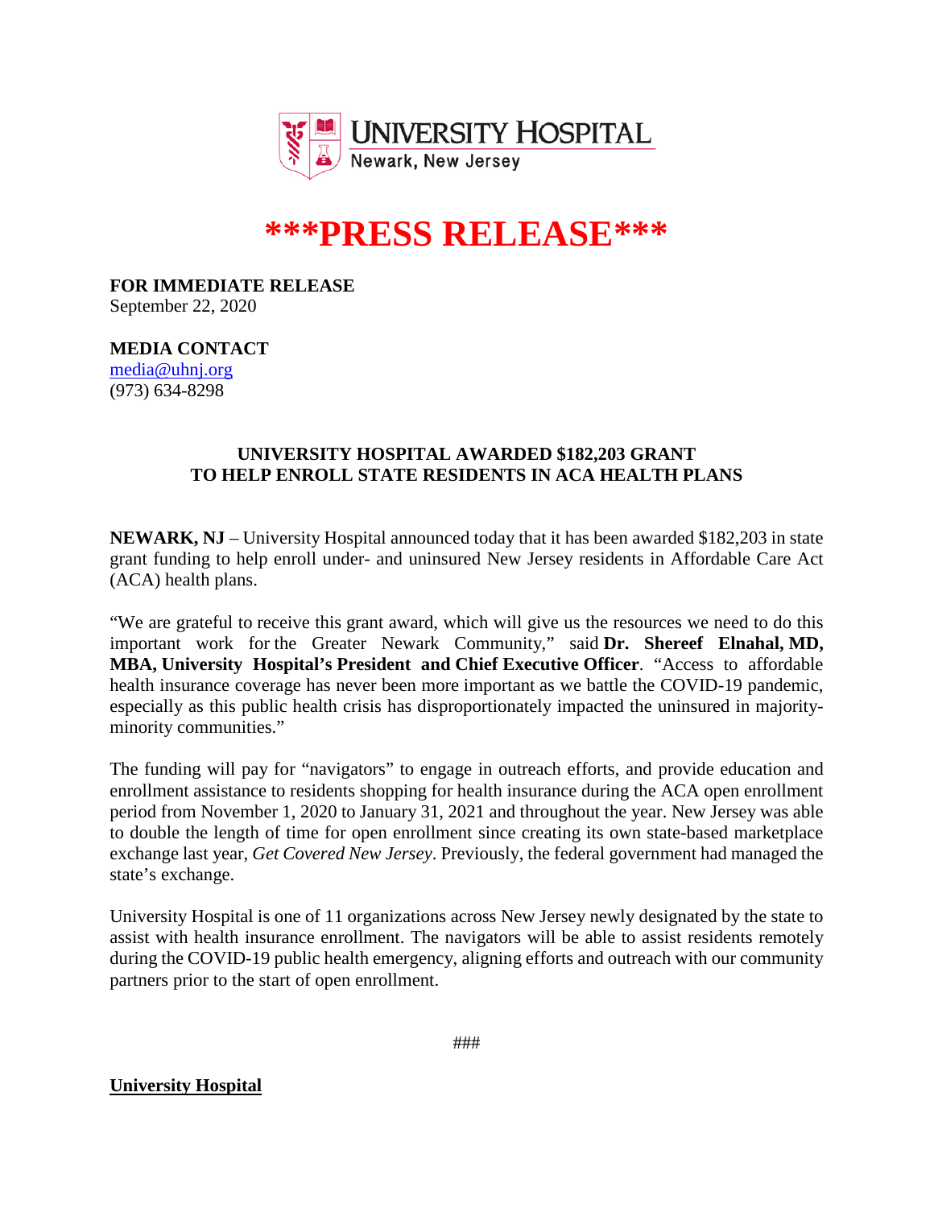UNIVERSITY HOSPITAL
Newark, New Jersey

# ***PRESS RELEASE***

**FOR IMMEDIATE RELEASE**
September 22, 2020

**MEDIA CONTACT**
media@uhnj.org
(973) 634-8298

## UNIVERSITY HOSPITAL AWARDED $182,203 GRANT TO HELP ENROLL STATE RESIDENTS IN ACA HEALTH PLANS

**NEWARK, NJ** – University Hospital announced today that it has been awarded $182,203 in state grant funding to help enroll under- and uninsured New Jersey residents in Affordable Care Act (ACA) health plans.

"We are grateful to receive this grant award, which will give us the resources we need to do this important work for the Greater Newark Community," said **Dr. Shereef Elnahal, MD, MBA, University Hospital's President and Chief Executive Officer**. "Access to affordable health insurance coverage has never been more important as we battle the COVID-19 pandemic, especially as this public health crisis has disproportionately impacted the uninsured in majority-minority communities."

The funding will pay for "navigators" to engage in outreach efforts, and provide education and enrollment assistance to residents shopping for health insurance during the ACA open enrollment period from November 1, 2020 to January 31, 2021 and throughout the year. New Jersey was able to double the length of time for open enrollment since creating its own state-based marketplace exchange last year, *Get Covered New Jersey*. Previously, the federal government had managed the state's exchange.

University Hospital is one of 11 organizations across New Jersey newly designated by the state to assist with health insurance enrollment. The navigators will be able to assist residents remotely during the COVID-19 public health emergency, aligning efforts and outreach with our community partners prior to the start of open enrollment.

###

**University Hospital**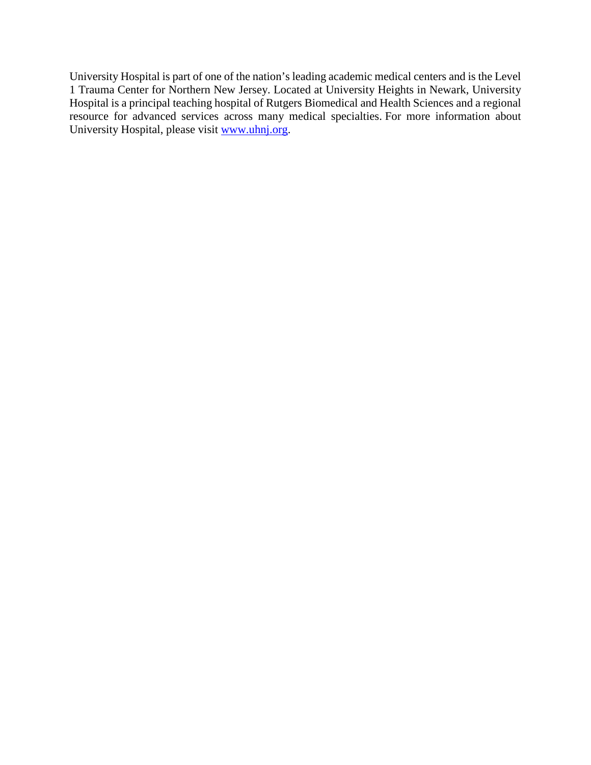University Hospital is part of one of the nation's leading academic medical centers and is the Level 1 Trauma Center for Northern New Jersey. Located at University Heights in Newark, University Hospital is a principal teaching hospital of Rutgers Biomedical and Health Sciences and a regional resource for advanced services across many medical specialties. For more information about University Hospital, please visit [www.uhnj.org](http://www.uhnj.org).